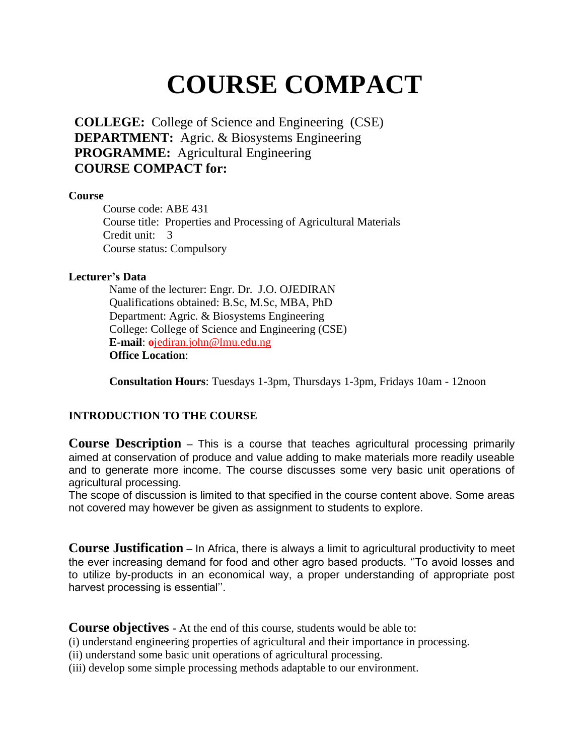# COURSE COMPACT

**COLLEGE:** College of Science and Engineering (CSE)
**DEPARTMENT:** Agric. & Biosystems Engineering
**PROGRAMME:** Agricultural Engineering
**COURSE COMPACT for:**

**Course**

Course code: ABE 431
Course title: Properties and Processing of Agricultural Materials
Credit unit: 3
Course status: Compulsory

**Lecturer's Data**

Name of the lecturer: Engr. Dr. J.O. OJEDIRAN
Qualifications obtained: B.Sc, M.Sc, MBA, PhD
Department: Agric. & Biosystems Engineering
College: College of Science and Engineering (CSE)
**E-mail**: ojediran.john@lmu.edu.ng
**Office Location**:

**Consultation Hours**: Tuesdays 1-3pm, Thursdays 1-3pm, Fridays 10am - 12noon

**INTRODUCTION TO THE COURSE**

**Course Description** – This is a course that teaches agricultural processing primarily aimed at conservation of produce and value adding to make materials more readily useable and to generate more income. The course discusses some very basic unit operations of agricultural processing.
The scope of discussion is limited to that specified in the course content above. Some areas not covered may however be given as assignment to students to explore.

**Course Justification** – In Africa, there is always a limit to agricultural productivity to meet the ever increasing demand for food and other agro based products. ''To avoid losses and to utilize by-products in an economical way, a proper understanding of appropriate post harvest processing is essential''.

**Course objectives** - At the end of this course, students would be able to:
(i) understand engineering properties of agricultural and their importance in processing.
(ii) understand some basic unit operations of agricultural processing.
(iii) develop some simple processing methods adaptable to our environment.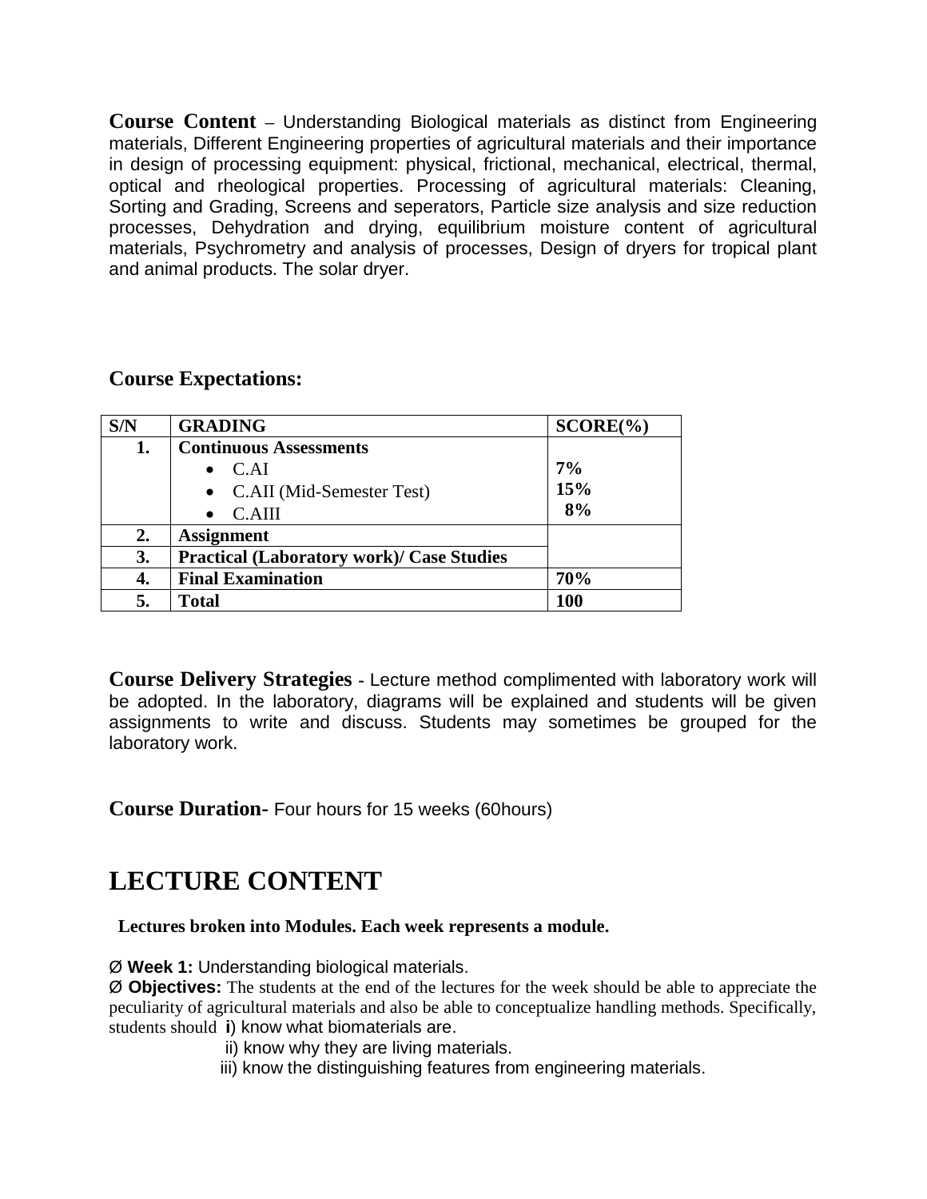**Course Content** – Understanding Biological materials as distinct from Engineering materials, Different Engineering properties of agricultural materials and their importance in design of processing equipment: physical, frictional, mechanical, electrical, thermal, optical and rheological properties. Processing of agricultural materials: Cleaning, Sorting and Grading, Screens and seperators, Particle size analysis and size reduction processes, Dehydration and drying, equilibrium moisture content of agricultural materials, Psychrometry and analysis of processes, Design of dryers for tropical plant and animal products. The solar dryer.

## Course Expectations:

| S/N | GRADING | SCORE(%) |
|---|---|---|
| 1. | **Continuous Assessments**<br>• C.AI<br>• C.AII (Mid-Semester Test)<br>• C.AIII | <br>7%<br>15%<br>8% |
| 2. | **Assignment** | |
| 3. | **Practical (Laboratory work)/ Case Studies** | |
| 4. | **Final Examination** | 70% |
| 5. | **Total** | 100 |

**Course Delivery Strategies** - Lecture method complimented with laboratory work will be adopted. In the laboratory, diagrams will be explained and students will be given assignments to write and discuss. Students may sometimes be grouped for the laboratory work.

**Course Duration**- Four hours for 15 weeks (60hours)

# LECTURE CONTENT

**Lectures broken into Modules. Each week represents a module.**

Ø **Week 1:** Understanding biological materials.

Ø **Objectives:** The students at the end of the lectures for the week should be able to appreciate the peculiarity of agricultural materials and also be able to conceptualize handling methods. Specifically, students should **i**) know what biomaterials are.

ii) know why they are living materials.

iii) know the distinguishing features from engineering materials.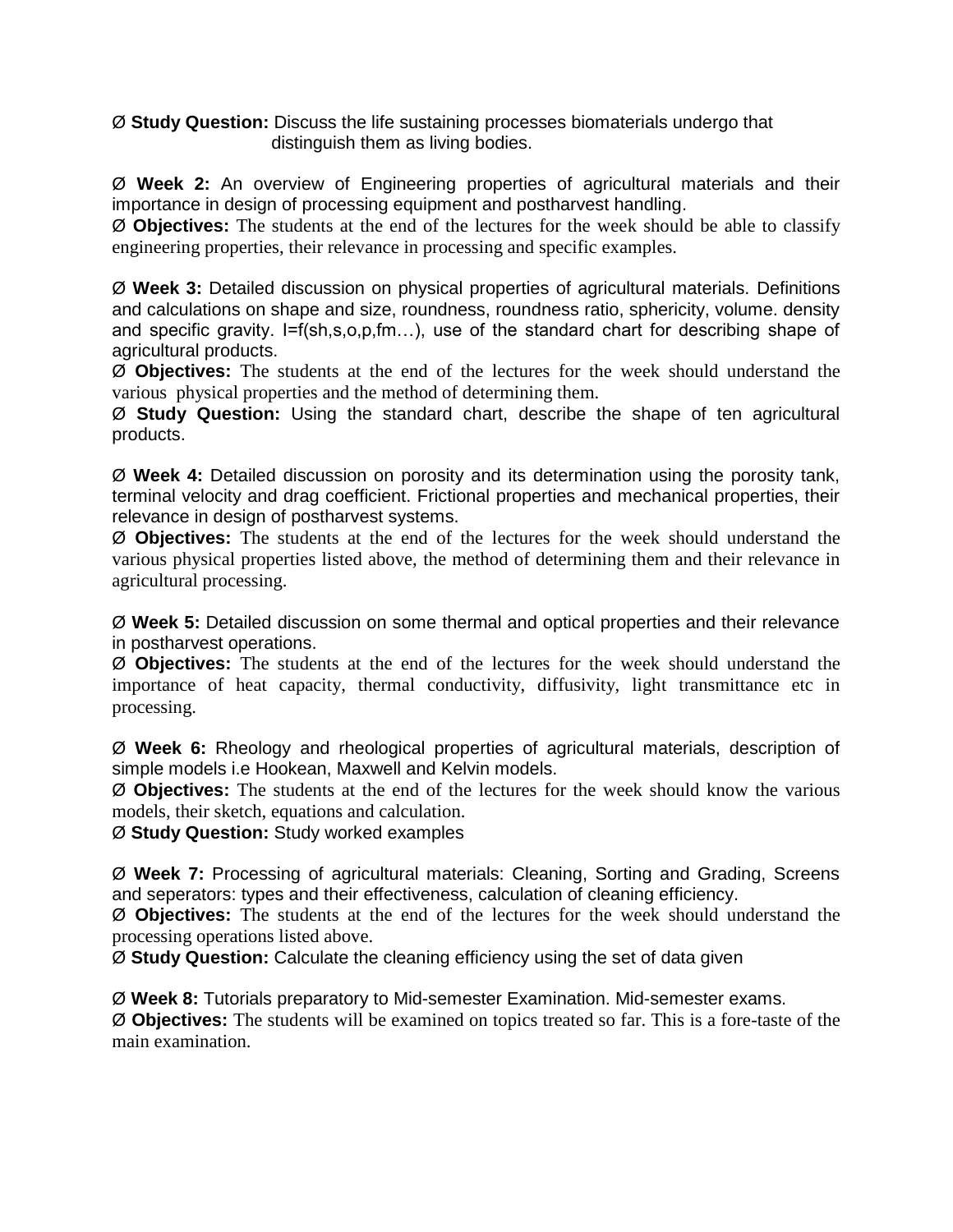Ø **Study Question:** Discuss the life sustaining processes biomaterials undergo that distinguish them as living bodies.

Ø **Week 2:** An overview of Engineering properties of agricultural materials and their importance in design of processing equipment and postharvest handling.

Ø **Objectives:** The students at the end of the lectures for the week should be able to classify engineering properties, their relevance in processing and specific examples.

Ø **Week 3:** Detailed discussion on physical properties of agricultural materials. Definitions and calculations on shape and size, roundness, roundness ratio, sphericity, volume. density and specific gravity. I=f(sh,s,o,p,fm…), use of the standard chart for describing shape of agricultural products.

Ø **Objectives:** The students at the end of the lectures for the week should understand the various physical properties and the method of determining them.

Ø **Study Question:** Using the standard chart, describe the shape of ten agricultural products.

Ø **Week 4:** Detailed discussion on porosity and its determination using the porosity tank, terminal velocity and drag coefficient. Frictional properties and mechanical properties, their relevance in design of postharvest systems.

Ø **Objectives:** The students at the end of the lectures for the week should understand the various physical properties listed above, the method of determining them and their relevance in agricultural processing.

Ø **Week 5:** Detailed discussion on some thermal and optical properties and their relevance in postharvest operations.

Ø **Objectives:** The students at the end of the lectures for the week should understand the importance of heat capacity, thermal conductivity, diffusivity, light transmittance etc in processing.

Ø **Week 6:** Rheology and rheological properties of agricultural materials, description of simple models i.e Hookean, Maxwell and Kelvin models.

Ø **Objectives:** The students at the end of the lectures for the week should know the various models, their sketch, equations and calculation.

Ø **Study Question:** Study worked examples

Ø **Week 7:** Processing of agricultural materials: Cleaning, Sorting and Grading, Screens and seperators: types and their effectiveness, calculation of cleaning efficiency.

Ø **Objectives:** The students at the end of the lectures for the week should understand the processing operations listed above.

Ø **Study Question:** Calculate the cleaning efficiency using the set of data given

Ø **Week 8:** Tutorials preparatory to Mid-semester Examination. Mid-semester exams.

Ø **Objectives:** The students will be examined on topics treated so far. This is a fore-taste of the main examination.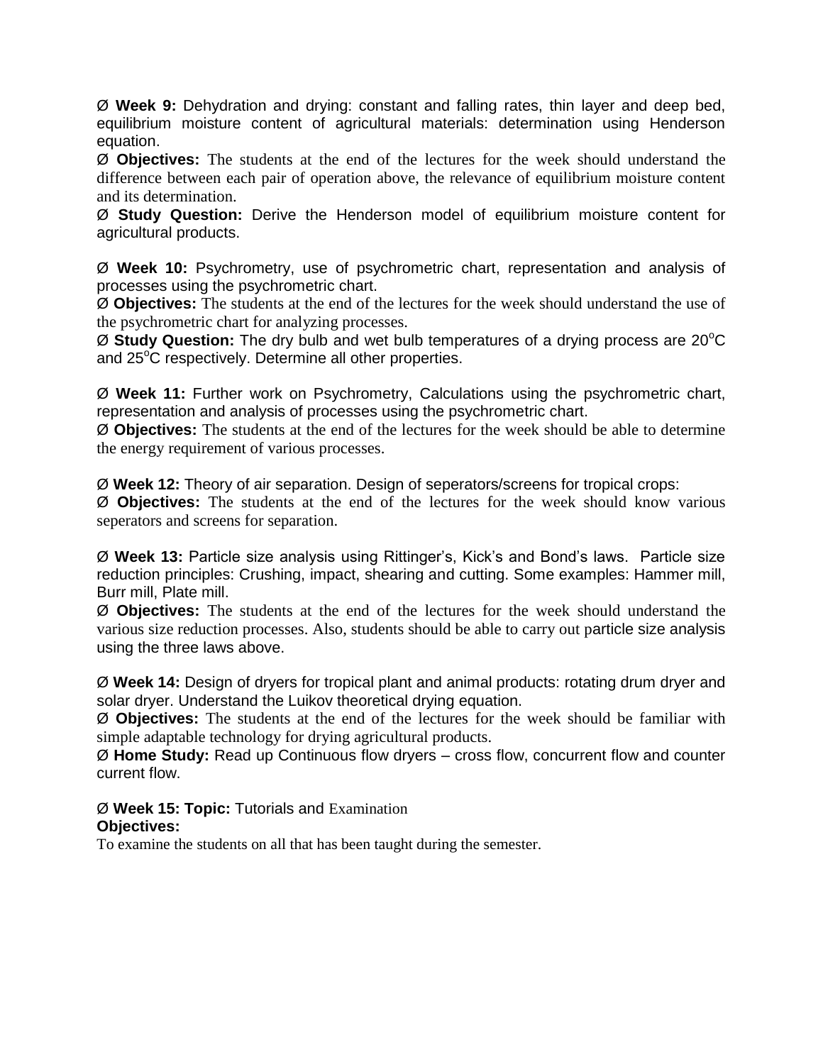Ø **Week 9:** Dehydration and drying: constant and falling rates, thin layer and deep bed, equilibrium moisture content of agricultural materials: determination using Henderson equation.

Ø **Objectives:** The students at the end of the lectures for the week should understand the difference between each pair of operation above, the relevance of equilibrium moisture content and its determination.

Ø **Study Question:** Derive the Henderson model of equilibrium moisture content for agricultural products.

Ø **Week 10:** Psychrometry, use of psychrometric chart, representation and analysis of processes using the psychrometric chart.

Ø **Objectives:** The students at the end of the lectures for the week should understand the use of the psychrometric chart for analyzing processes.

Ø **Study Question:** The dry bulb and wet bulb temperatures of a drying process are 20$^{o}$C and 25$^{o}$C respectively. Determine all other properties.

Ø **Week 11:** Further work on Psychrometry, Calculations using the psychrometric chart, representation and analysis of processes using the psychrometric chart.

Ø **Objectives:** The students at the end of the lectures for the week should be able to determine the energy requirement of various processes.

Ø **Week 12:** Theory of air separation. Design of seperators/screens for tropical crops:

Ø **Objectives:** The students at the end of the lectures for the week should know various seperators and screens for separation.

Ø **Week 13:** Particle size analysis using Rittinger's, Kick's and Bond's laws. Particle size reduction principles: Crushing, impact, shearing and cutting. Some examples: Hammer mill, Burr mill, Plate mill.

Ø **Objectives:** The students at the end of the lectures for the week should understand the various size reduction processes. Also, students should be able to carry out particle size analysis using the three laws above.

Ø **Week 14:** Design of dryers for tropical plant and animal products: rotating drum dryer and solar dryer. Understand the Luikov theoretical drying equation.

Ø **Objectives:** The students at the end of the lectures for the week should be familiar with simple adaptable technology for drying agricultural products.

Ø **Home Study:** Read up Continuous flow dryers – cross flow, concurrent flow and counter current flow.

Ø **Week 15: Topic:** Tutorials and Examination

**Objectives:**

To examine the students on all that has been taught during the semester.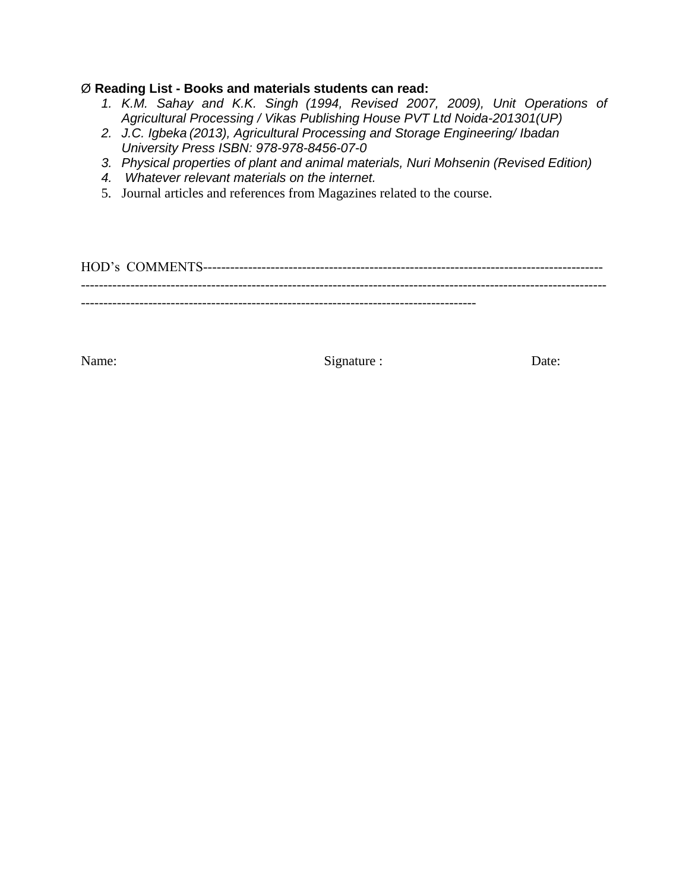Ø **Reading List - Books and materials students can read:**

1. *K.M. Sahay and K.K. Singh (1994, Revised 2007, 2009), Unit Operations of Agricultural Processing / Vikas Publishing House PVT Ltd Noida-201301(UP)*
2. *J.C. Igbeka (2013), Agricultural Processing and Storage Engineering/ Ibadan University Press ISBN: 978-978-8456-07-0*
3. *Physical properties of plant and animal materials, Nuri Mohsenin (Revised Edition)*
4. *Whatever relevant materials on the internet.*
5. Journal articles and references from Magazines related to the course.

HOD's COMMENTS------------------------------------------------------------------------------------------
------------------------------------------------------------------------------------------------------------------
------------------------------------------------------------------------------------------

Name: Signature : Date: